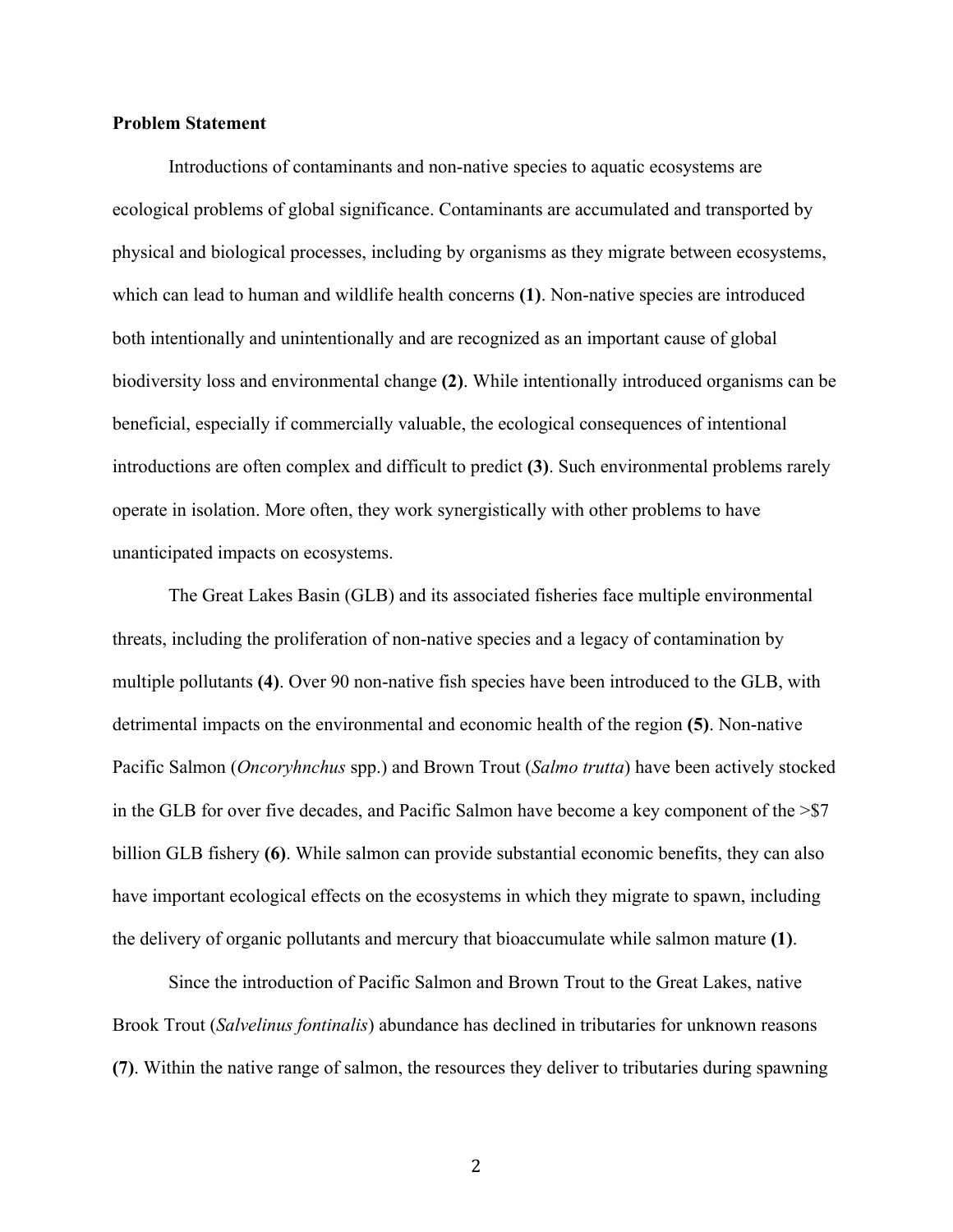**Problem Statement**

Introductions of contaminants and non-native species to aquatic ecosystems are ecological problems of global significance. Contaminants are accumulated and transported by physical and biological processes, including by organisms as they migrate between ecosystems, which can lead to human and wildlife health concerns **(1)**. Non-native species are introduced both intentionally and unintentionally and are recognized as an important cause of global biodiversity loss and environmental change **(2)**. While intentionally introduced organisms can be beneficial, especially if commercially valuable, the ecological consequences of intentional introductions are often complex and difficult to predict **(3)**. Such environmental problems rarely operate in isolation. More often, they work synergistically with other problems to have unanticipated impacts on ecosystems.

The Great Lakes Basin (GLB) and its associated fisheries face multiple environmental threats, including the proliferation of non-native species and a legacy of contamination by multiple pollutants **(4)**. Over 90 non-native fish species have been introduced to the GLB, with detrimental impacts on the environmental and economic health of the region **(5)**. Non-native Pacific Salmon (*Oncoryhnchus* spp.) and Brown Trout (*Salmo trutta*) have been actively stocked in the GLB for over five decades, and Pacific Salmon have become a key component of the >$7 billion GLB fishery **(6)**. While salmon can provide substantial economic benefits, they can also have important ecological effects on the ecosystems in which they migrate to spawn, including the delivery of organic pollutants and mercury that bioaccumulate while salmon mature **(1)**.

Since the introduction of Pacific Salmon and Brown Trout to the Great Lakes, native Brook Trout (*Salvelinus fontinalis*) abundance has declined in tributaries for unknown reasons **(7)**. Within the native range of salmon, the resources they deliver to tributaries during spawning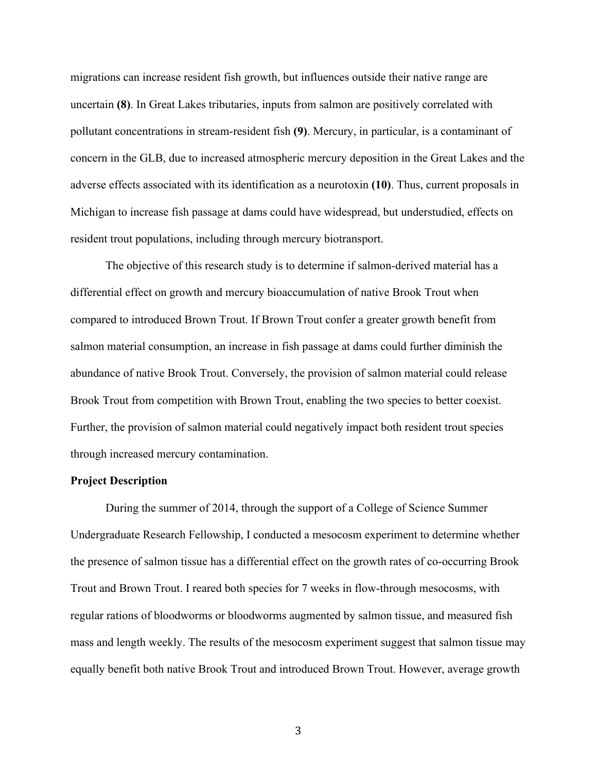migrations can increase resident fish growth, but influences outside their native range are uncertain **(8)**. In Great Lakes tributaries, inputs from salmon are positively correlated with pollutant concentrations in stream-resident fish **(9)**. Mercury, in particular, is a contaminant of concern in the GLB, due to increased atmospheric mercury deposition in the Great Lakes and the adverse effects associated with its identification as a neurotoxin **(10)**. Thus, current proposals in Michigan to increase fish passage at dams could have widespread, but understudied, effects on resident trout populations, including through mercury biotransport.

The objective of this research study is to determine if salmon-derived material has a differential effect on growth and mercury bioaccumulation of native Brook Trout when compared to introduced Brown Trout. If Brown Trout confer a greater growth benefit from salmon material consumption, an increase in fish passage at dams could further diminish the abundance of native Brook Trout. Conversely, the provision of salmon material could release Brook Trout from competition with Brown Trout, enabling the two species to better coexist. Further, the provision of salmon material could negatively impact both resident trout species through increased mercury contamination.

**Project Description**

During the summer of 2014, through the support of a College of Science Summer Undergraduate Research Fellowship, I conducted a mesocosm experiment to determine whether the presence of salmon tissue has a differential effect on the growth rates of co-occurring Brook Trout and Brown Trout. I reared both species for 7 weeks in flow-through mesocosms, with regular rations of bloodworms or bloodworms augmented by salmon tissue, and measured fish mass and length weekly. The results of the mesocosm experiment suggest that salmon tissue may equally benefit both native Brook Trout and introduced Brown Trout. However, average growth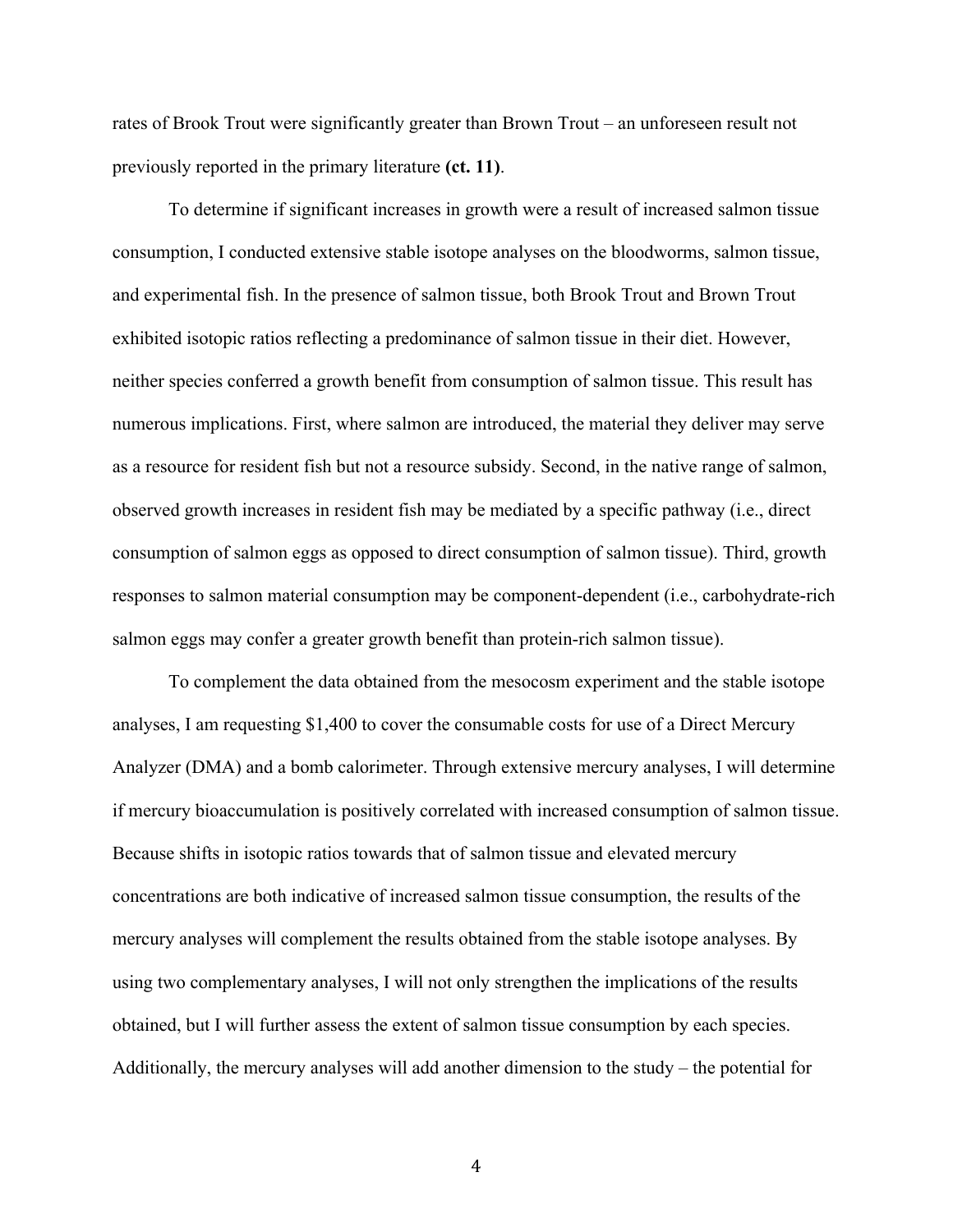rates of Brook Trout were significantly greater than Brown Trout – an unforeseen result not previously reported in the primary literature **(ct. 11)**.

To determine if significant increases in growth were a result of increased salmon tissue consumption, I conducted extensive stable isotope analyses on the bloodworms, salmon tissue, and experimental fish. In the presence of salmon tissue, both Brook Trout and Brown Trout exhibited isotopic ratios reflecting a predominance of salmon tissue in their diet. However, neither species conferred a growth benefit from consumption of salmon tissue. This result has numerous implications. First, where salmon are introduced, the material they deliver may serve as a resource for resident fish but not a resource subsidy. Second, in the native range of salmon, observed growth increases in resident fish may be mediated by a specific pathway (i.e., direct consumption of salmon eggs as opposed to direct consumption of salmon tissue). Third, growth responses to salmon material consumption may be component-dependent (i.e., carbohydrate-rich salmon eggs may confer a greater growth benefit than protein-rich salmon tissue).

To complement the data obtained from the mesocosm experiment and the stable isotope analyses, I am requesting $1,400 to cover the consumable costs for use of a Direct Mercury Analyzer (DMA) and a bomb calorimeter. Through extensive mercury analyses, I will determine if mercury bioaccumulation is positively correlated with increased consumption of salmon tissue. Because shifts in isotopic ratios towards that of salmon tissue and elevated mercury concentrations are both indicative of increased salmon tissue consumption, the results of the mercury analyses will complement the results obtained from the stable isotope analyses. By using two complementary analyses, I will not only strengthen the implications of the results obtained, but I will further assess the extent of salmon tissue consumption by each species. Additionally, the mercury analyses will add another dimension to the study – the potential for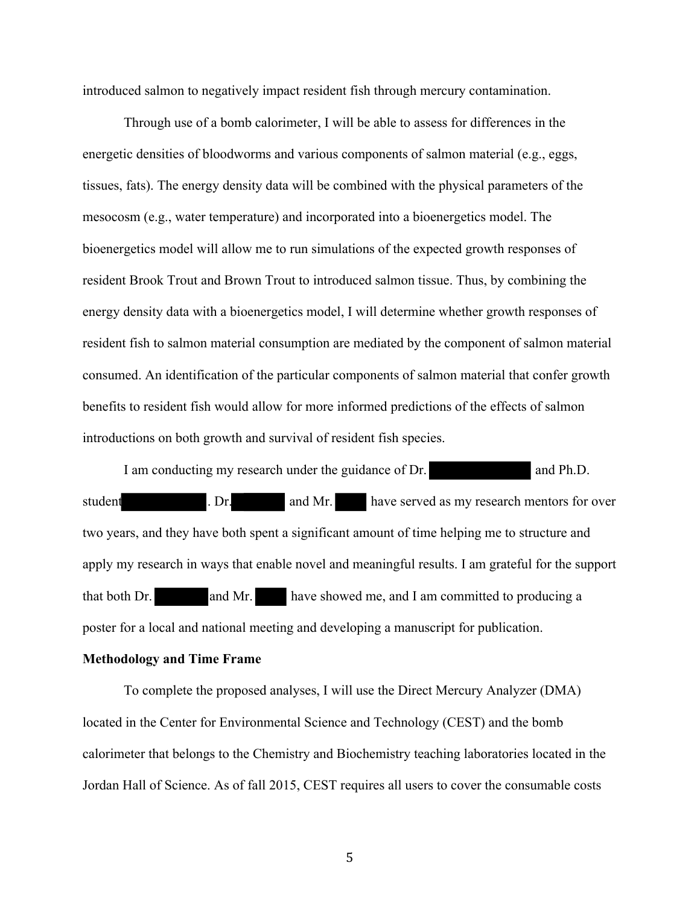introduced salmon to negatively impact resident fish through mercury contamination.

Through use of a bomb calorimeter, I will be able to assess for differences in the energetic densities of bloodworms and various components of salmon material (e.g., eggs, tissues, fats). The energy density data will be combined with the physical parameters of the mesocosm (e.g., water temperature) and incorporated into a bioenergetics model. The bioenergetics model will allow me to run simulations of the expected growth responses of resident Brook Trout and Brown Trout to introduced salmon tissue. Thus, by combining the energy density data with a bioenergetics model, I will determine whether growth responses of resident fish to salmon material consumption are mediated by the component of salmon material consumed. An identification of the particular components of salmon material that confer growth benefits to resident fish would allow for more informed predictions of the effects of salmon introductions on both growth and survival of resident fish species.

I am conducting my research under the guidance of Dr. [redacted] and Ph.D. student [redacted]. Dr. [redacted] and Mr. [redacted] have served as my research mentors for over two years, and they have both spent a significant amount of time helping me to structure and apply my research in ways that enable novel and meaningful results. I am grateful for the support that both Dr. [redacted] and Mr. [redacted] have showed me, and I am committed to producing a poster for a local and national meeting and developing a manuscript for publication.

**Methodology and Time Frame**

To complete the proposed analyses, I will use the Direct Mercury Analyzer (DMA) located in the Center for Environmental Science and Technology (CEST) and the bomb calorimeter that belongs to the Chemistry and Biochemistry teaching laboratories located in the Jordan Hall of Science. As of fall 2015, CEST requires all users to cover the consumable costs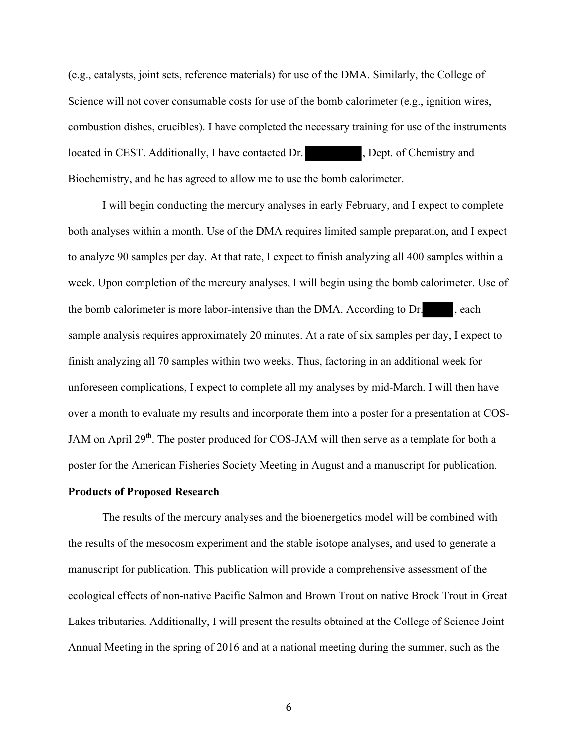(e.g., catalysts, joint sets, reference materials) for use of the DMA. Similarly, the College of Science will not cover consumable costs for use of the bomb calorimeter (e.g., ignition wires, combustion dishes, crucibles). I have completed the necessary training for use of the instruments located in CEST. Additionally, I have contacted Dr. ████████, Dept. of Chemistry and Biochemistry, and he has agreed to allow me to use the bomb calorimeter.

I will begin conducting the mercury analyses in early February, and I expect to complete both analyses within a month. Use of the DMA requires limited sample preparation, and I expect to analyze 90 samples per day. At that rate, I expect to finish analyzing all 400 samples within a week. Upon completion of the mercury analyses, I will begin using the bomb calorimeter. Use of the bomb calorimeter is more labor-intensive than the DMA. According to Dr. █████, each sample analysis requires approximately 20 minutes. At a rate of six samples per day, I expect to finish analyzing all 70 samples within two weeks. Thus, factoring in an additional week for unforeseen complications, I expect to complete all my analyses by mid-March. I will then have over a month to evaluate my results and incorporate them into a poster for a presentation at COS-JAM on April 29th. The poster produced for COS-JAM will then serve as a template for both a poster for the American Fisheries Society Meeting in August and a manuscript for publication.

**Products of Proposed Research**

The results of the mercury analyses and the bioenergetics model will be combined with the results of the mesocosm experiment and the stable isotope analyses, and used to generate a manuscript for publication. This publication will provide a comprehensive assessment of the ecological effects of non-native Pacific Salmon and Brown Trout on native Brook Trout in Great Lakes tributaries. Additionally, I will present the results obtained at the College of Science Joint Annual Meeting in the spring of 2016 and at a national meeting during the summer, such as the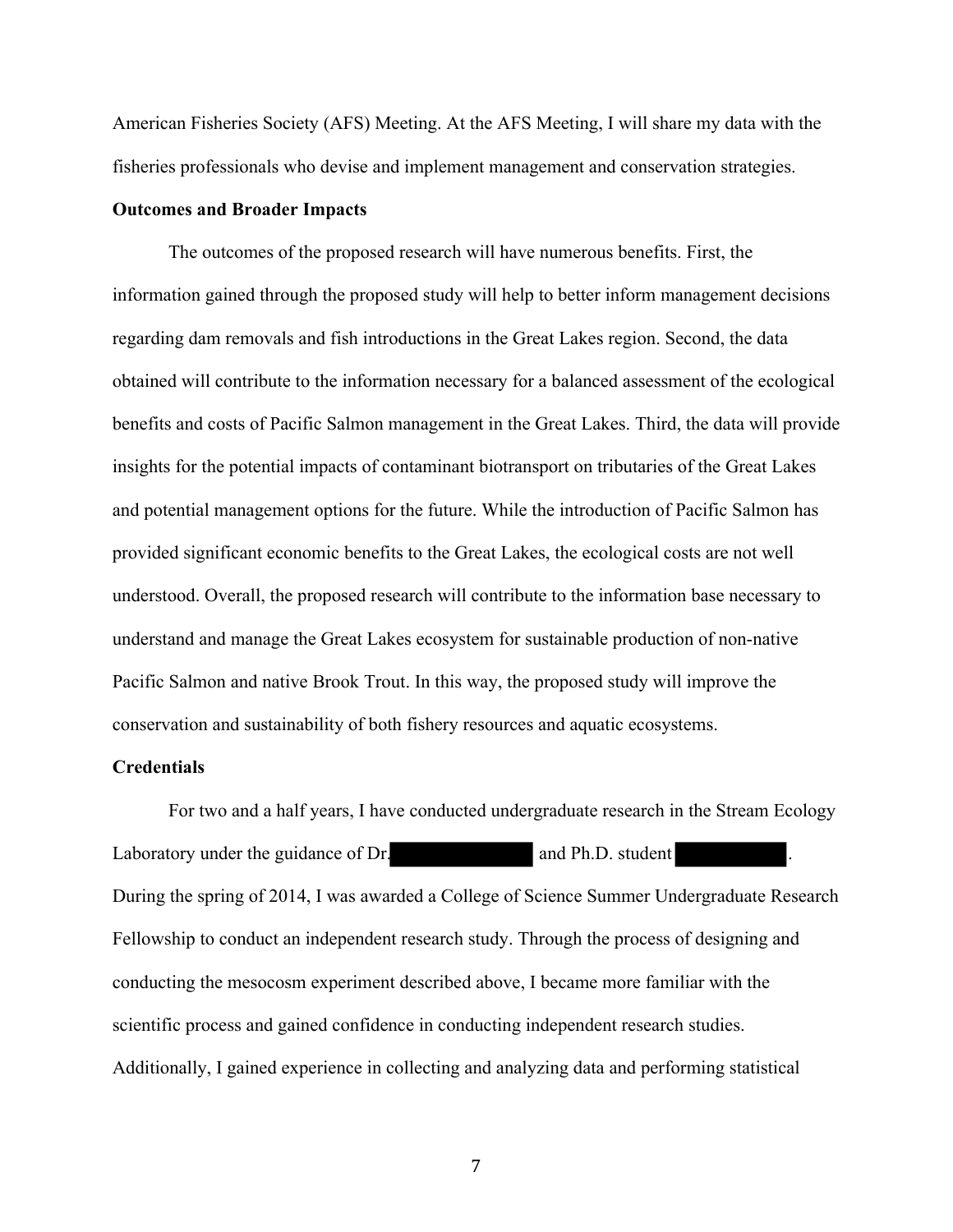American Fisheries Society (AFS) Meeting. At the AFS Meeting, I will share my data with the fisheries professionals who devise and implement management and conservation strategies.

**Outcomes and Broader Impacts**

The outcomes of the proposed research will have numerous benefits. First, the information gained through the proposed study will help to better inform management decisions regarding dam removals and fish introductions in the Great Lakes region. Second, the data obtained will contribute to the information necessary for a balanced assessment of the ecological benefits and costs of Pacific Salmon management in the Great Lakes. Third, the data will provide insights for the potential impacts of contaminant biotransport on tributaries of the Great Lakes and potential management options for the future. While the introduction of Pacific Salmon has provided significant economic benefits to the Great Lakes, the ecological costs are not well understood. Overall, the proposed research will contribute to the information base necessary to understand and manage the Great Lakes ecosystem for sustainable production of non-native Pacific Salmon and native Brook Trout. In this way, the proposed study will improve the conservation and sustainability of both fishery resources and aquatic ecosystems.

**Credentials**

For two and a half years, I have conducted undergraduate research in the Stream Ecology Laboratory under the guidance of Dr. [REDACTED] and Ph.D. student [REDACTED]. During the spring of 2014, I was awarded a College of Science Summer Undergraduate Research Fellowship to conduct an independent research study. Through the process of designing and conducting the mesocosm experiment described above, I became more familiar with the scientific process and gained confidence in conducting independent research studies. Additionally, I gained experience in collecting and analyzing data and performing statistical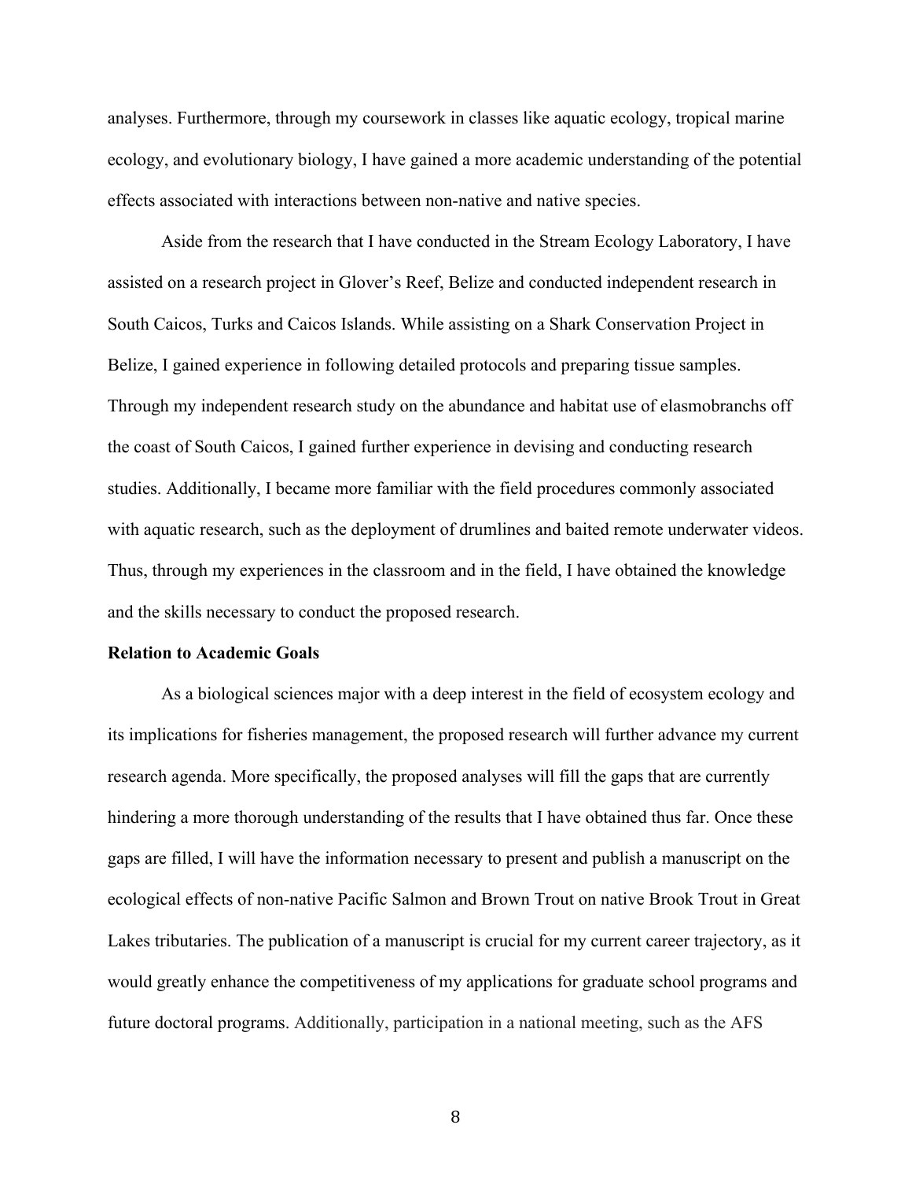analyses. Furthermore, through my coursework in classes like aquatic ecology, tropical marine ecology, and evolutionary biology, I have gained a more academic understanding of the potential effects associated with interactions between non-native and native species.

Aside from the research that I have conducted in the Stream Ecology Laboratory, I have assisted on a research project in Glover's Reef, Belize and conducted independent research in South Caicos, Turks and Caicos Islands. While assisting on a Shark Conservation Project in Belize, I gained experience in following detailed protocols and preparing tissue samples. Through my independent research study on the abundance and habitat use of elasmobranchs off the coast of South Caicos, I gained further experience in devising and conducting research studies. Additionally, I became more familiar with the field procedures commonly associated with aquatic research, such as the deployment of drumlines and baited remote underwater videos. Thus, through my experiences in the classroom and in the field, I have obtained the knowledge and the skills necessary to conduct the proposed research.

**Relation to Academic Goals**

As a biological sciences major with a deep interest in the field of ecosystem ecology and its implications for fisheries management, the proposed research will further advance my current research agenda. More specifically, the proposed analyses will fill the gaps that are currently hindering a more thorough understanding of the results that I have obtained thus far. Once these gaps are filled, I will have the information necessary to present and publish a manuscript on the ecological effects of non-native Pacific Salmon and Brown Trout on native Brook Trout in Great Lakes tributaries. The publication of a manuscript is crucial for my current career trajectory, as it would greatly enhance the competitiveness of my applications for graduate school programs and future doctoral programs. Additionally, participation in a national meeting, such as the AFS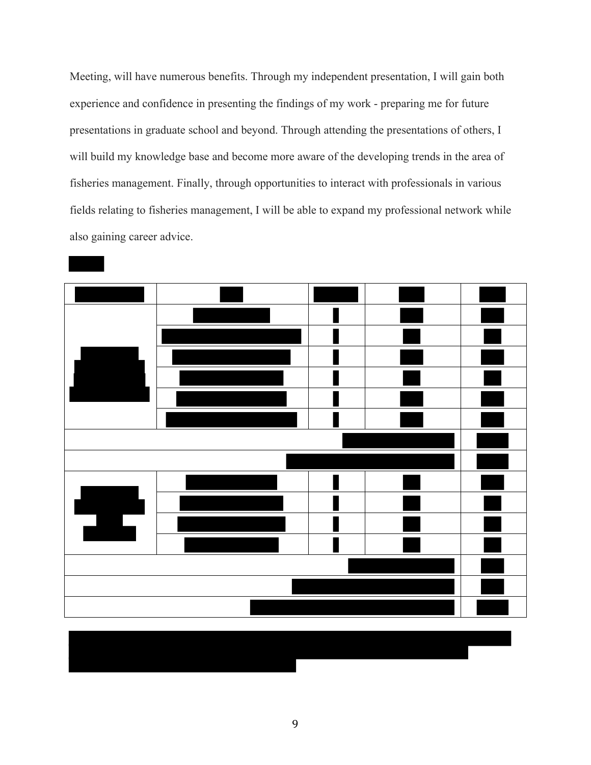Meeting, will have numerous benefits. Through my independent presentation, I will gain both experience and confidence in presenting the findings of my work - preparing me for future presentations in graduate school and beyond. Through attending the presentations of others, I will build my knowledge base and become more aware of the developing trends in the area of fisheries management. Finally, through opportunities to interact with professionals in various fields relating to fisheries management, I will be able to expand my professional network while also gaining career advice.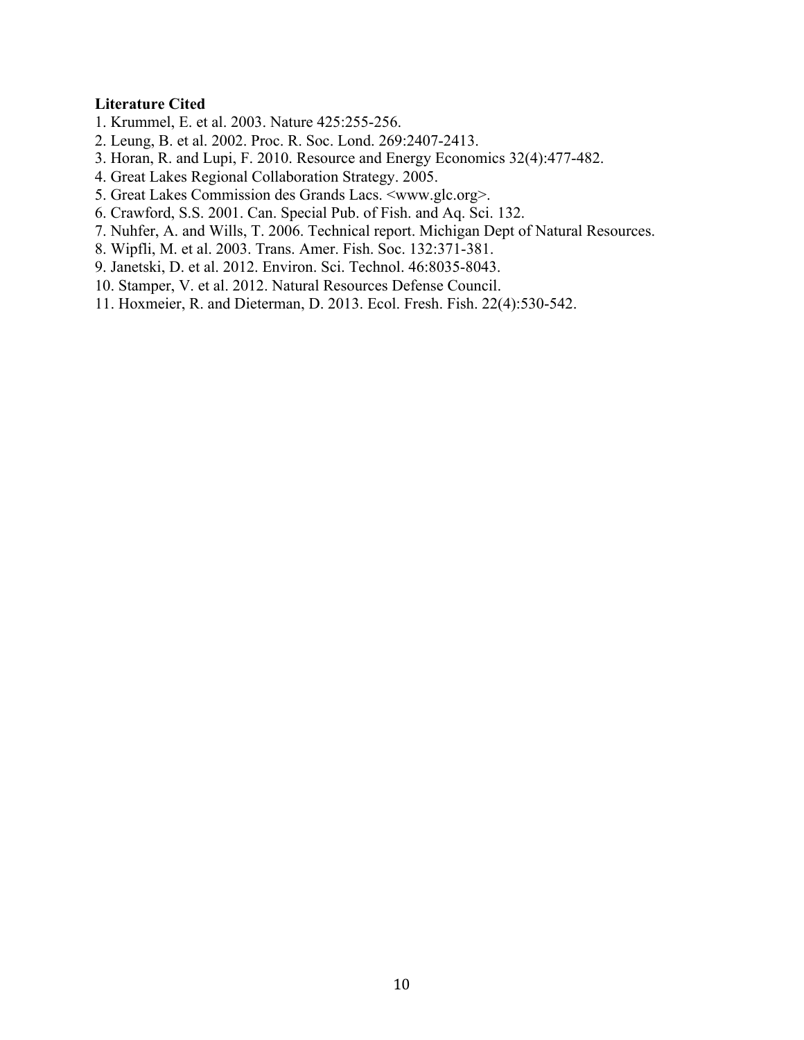**Literature Cited**

1. Krummel, E. et al. 2003. Nature 425:255-256.
2. Leung, B. et al. 2002. Proc. R. Soc. Lond. 269:2407-2413.
3. Horan, R. and Lupi, F. 2010. Resource and Energy Economics 32(4):477-482.
4. Great Lakes Regional Collaboration Strategy. 2005.
5. Great Lakes Commission des Grands Lacs. <www.glc.org>.
6. Crawford, S.S. 2001. Can. Special Pub. of Fish. and Aq. Sci. 132.
7. Nuhfer, A. and Wills, T. 2006. Technical report. Michigan Dept of Natural Resources.
8. Wipfli, M. et al. 2003. Trans. Amer. Fish. Soc. 132:371-381.
9. Janetski, D. et al. 2012. Environ. Sci. Technol. 46:8035-8043.
10. Stamper, V. et al. 2012. Natural Resources Defense Council.
11. Hoxmeier, R. and Dieterman, D. 2013. Ecol. Fresh. Fish. 22(4):530-542.